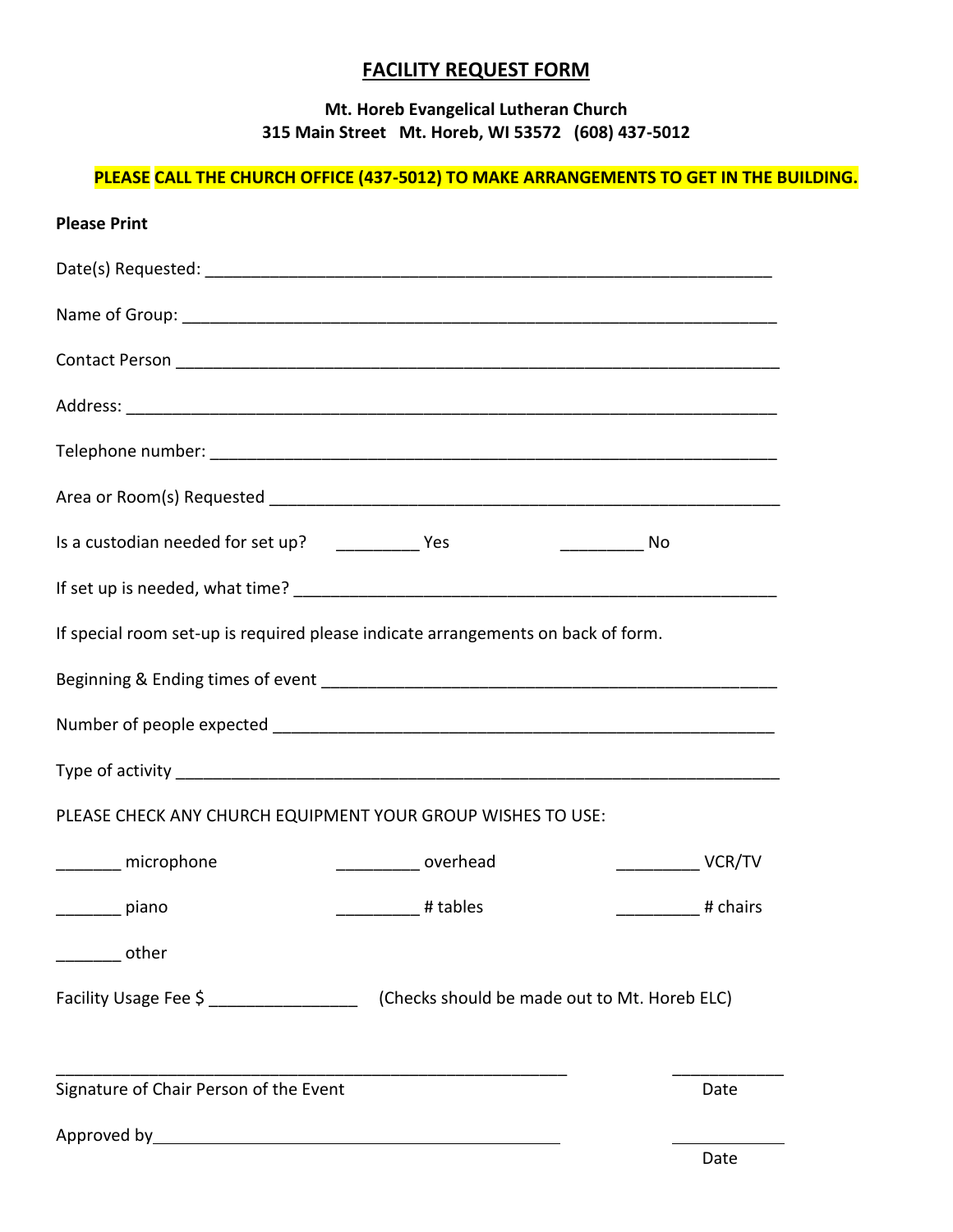# FACILITY REQUEST FORM

**Mt. Horeb Evangelical Lutheran Church**
**315 Main Street Mt. Horeb, WI 53572 (608) 437-5012**

**PLEASE CALL THE CHURCH OFFICE (437-5012) TO MAKE ARRANGEMENTS TO GET IN THE BUILDING.**

**Please Print**

Date(s) Requested: ______________________________________________________________

Name of Group: _________________________________________________________________

Contact Person _________________________________________________________________

Address: ______________________________________________________________________

Telephone number: ______________________________________________________________

Area or Room(s) Requested ______________________________________________________

Is a custodian needed for set up? _________ Yes _________ No

If set up is needed, what time? __________________________________________________

If special room set-up is required please indicate arrangements on back of form.

Beginning & Ending times of event _______________________________________________

Number of people expected ______________________________________________________

Type of activity ________________________________________________________________

PLEASE CHECK ANY CHURCH EQUIPMENT YOUR GROUP WISHES TO USE:

_______ microphone _________ overhead _________ VCR/TV

_______ piano _________ # tables _________ # chairs

_______ other

Facility Usage Fee $ ________________ (Checks should be made out to Mt. Horeb ELC)

_______________________________________________________ ____________
Signature of Chair Person of the Event Date

Approved by____________________________________________ ____________
Date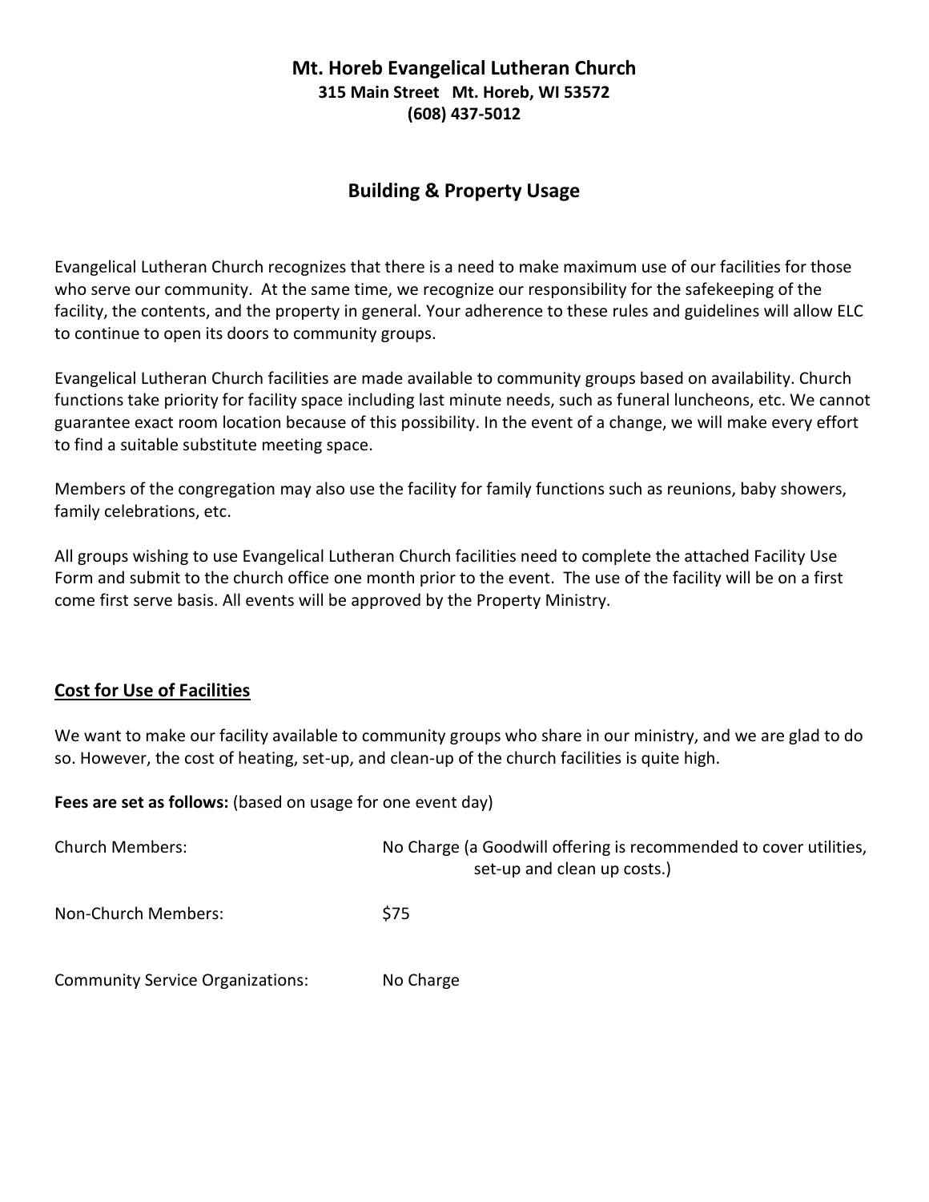**Mt. Horeb Evangelical Lutheran Church**
**315 Main Street Mt. Horeb, WI 53572**
**(608) 437-5012**

## Building & Property Usage

Evangelical Lutheran Church recognizes that there is a need to make maximum use of our facilities for those who serve our community. At the same time, we recognize our responsibility for the safekeeping of the facility, the contents, and the property in general. Your adherence to these rules and guidelines will allow ELC to continue to open its doors to community groups.

Evangelical Lutheran Church facilities are made available to community groups based on availability. Church functions take priority for facility space including last minute needs, such as funeral luncheons, etc. We cannot guarantee exact room location because of this possibility. In the event of a change, we will make every effort to find a suitable substitute meeting space.

Members of the congregation may also use the facility for family functions such as reunions, baby showers, family celebrations, etc.

All groups wishing to use Evangelical Lutheran Church facilities need to complete the attached Facility Use Form and submit to the church office one month prior to the event. The use of the facility will be on a first come first serve basis. All events will be approved by the Property Ministry.

### Cost for Use of Facilities

We want to make our facility available to community groups who share in our ministry, and we are glad to do so. However, the cost of heating, set-up, and clean-up of the church facilities is quite high.

**Fees are set as follows:** (based on usage for one event day)

| | |
|---|---|
| Church Members: | No Charge (a Goodwill offering is recommended to cover utilities, set-up and clean up costs.) |
| Non-Church Members: | $75 |
| Community Service Organizations: | No Charge |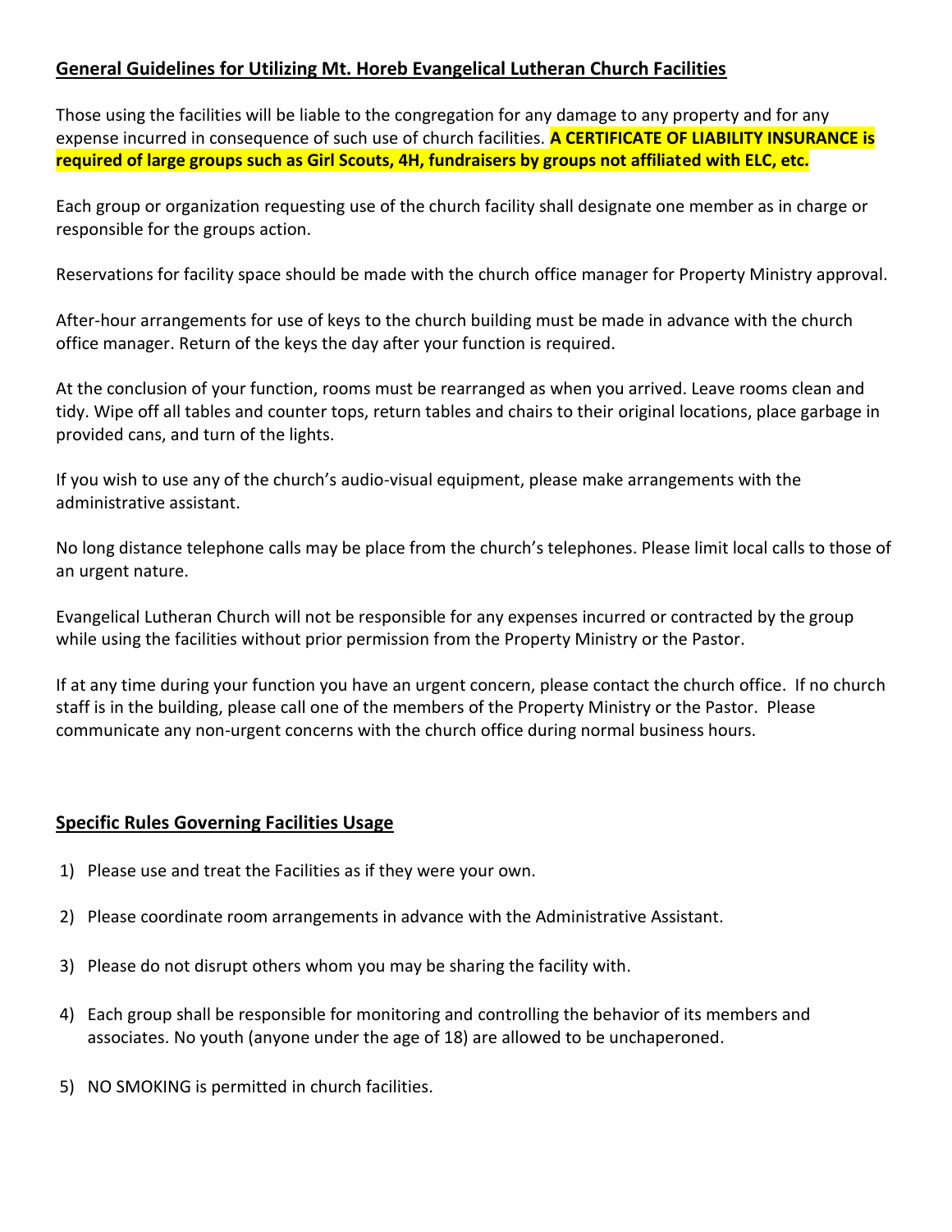## General Guidelines for Utilizing Mt. Horeb Evangelical Lutheran Church Facilities

Those using the facilities will be liable to the congregation for any damage to any property and for any expense incurred in consequence of such use of church facilities. **A CERTIFICATE OF LIABILITY INSURANCE is required of large groups such as Girl Scouts, 4H, fundraisers by groups not affiliated with ELC, etc.**

Each group or organization requesting use of the church facility shall designate one member as in charge or responsible for the groups action.

Reservations for facility space should be made with the church office manager for Property Ministry approval.

After-hour arrangements for use of keys to the church building must be made in advance with the church office manager. Return of the keys the day after your function is required.

At the conclusion of your function, rooms must be rearranged as when you arrived. Leave rooms clean and tidy. Wipe off all tables and counter tops, return tables and chairs to their original locations, place garbage in provided cans, and turn of the lights.

If you wish to use any of the church's audio-visual equipment, please make arrangements with the administrative assistant.

No long distance telephone calls may be place from the church's telephones. Please limit local calls to those of an urgent nature.

Evangelical Lutheran Church will not be responsible for any expenses incurred or contracted by the group while using the facilities without prior permission from the Property Ministry or the Pastor.

If at any time during your function you have an urgent concern, please contact the church office. If no church staff is in the building, please call one of the members of the Property Ministry or the Pastor. Please communicate any non-urgent concerns with the church office during normal business hours.

## Specific Rules Governing Facilities Usage

1) Please use and treat the Facilities as if they were your own.
2) Please coordinate room arrangements in advance with the Administrative Assistant.
3) Please do not disrupt others whom you may be sharing the facility with.
4) Each group shall be responsible for monitoring and controlling the behavior of its members and associates. No youth (anyone under the age of 18) are allowed to be unchaperoned.
5) NO SMOKING is permitted in church facilities.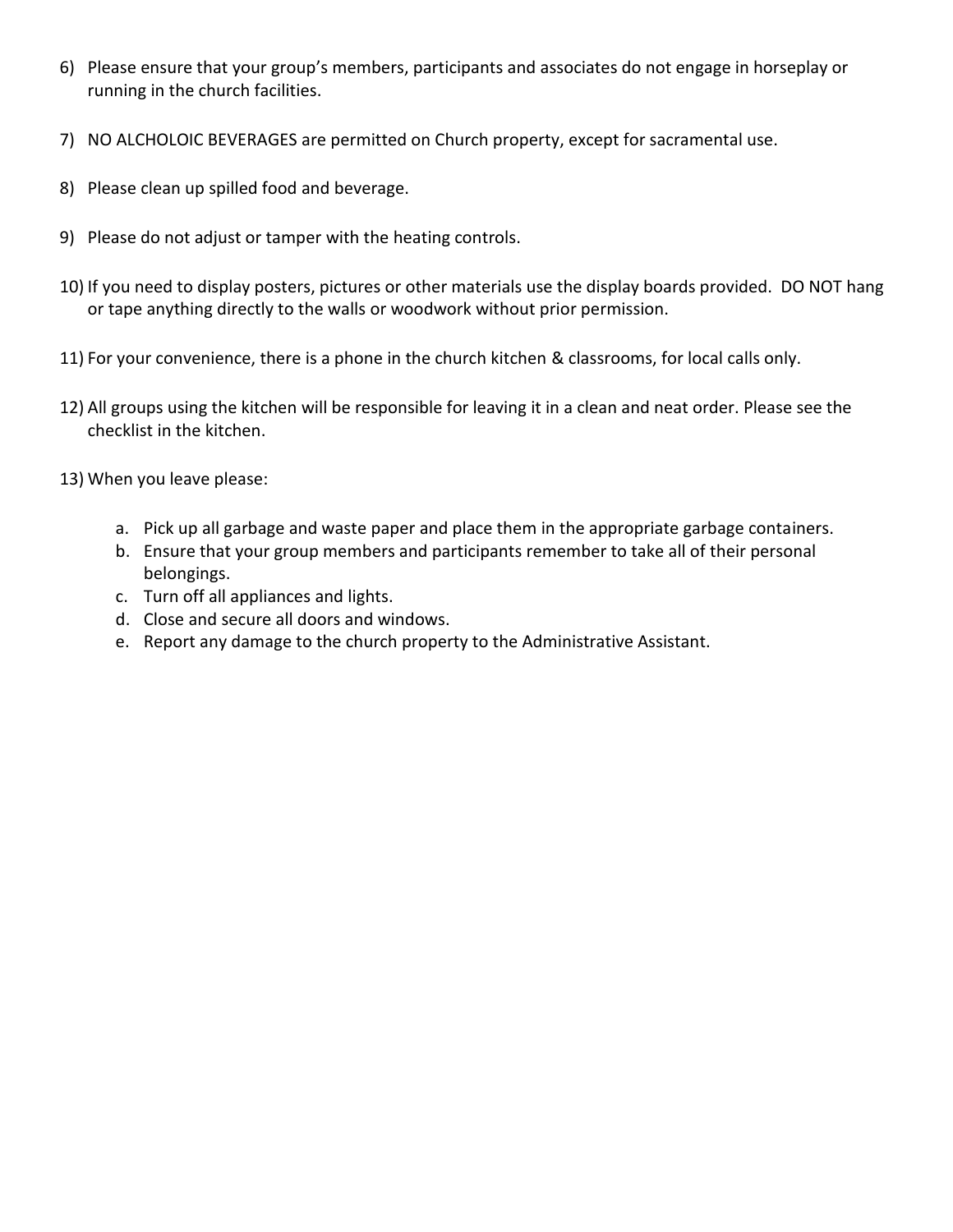6) Please ensure that your group's members, participants and associates do not engage in horseplay or running in the church facilities.

7) NO ALCHOLOIC BEVERAGES are permitted on Church property, except for sacramental use.

8) Please clean up spilled food and beverage.

9) Please do not adjust or tamper with the heating controls.

10) If you need to display posters, pictures or other materials use the display boards provided. DO NOT hang or tape anything directly to the walls or woodwork without prior permission.

11) For your convenience, there is a phone in the church kitchen & classrooms, for local calls only.

12) All groups using the kitchen will be responsible for leaving it in a clean and neat order. Please see the checklist in the kitchen.

13) When you leave please:

    a. Pick up all garbage and waste paper and place them in the appropriate garbage containers.
    b. Ensure that your group members and participants remember to take all of their personal belongings.
    c. Turn off all appliances and lights.
    d. Close and secure all doors and windows.
    e. Report any damage to the church property to the Administrative Assistant.